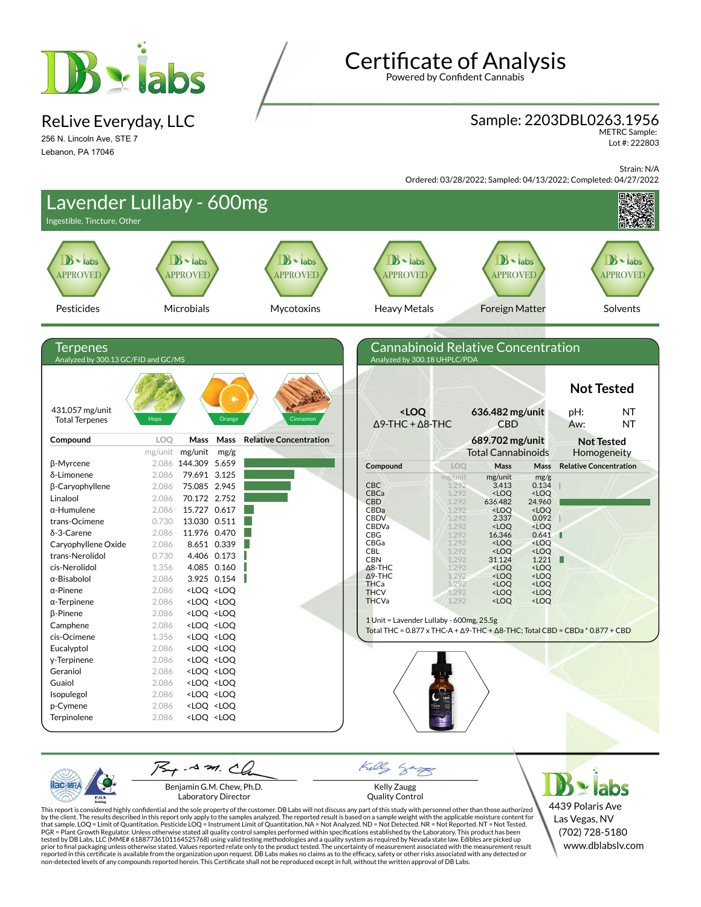# Certificate of Analysis

Powered by Confident Cannabis

## ReLive Everyday, LLC

256 N. Lincoln Ave, STE 7
Lebanon, PA 17046

**Sample: 2203DBL0263.1956**
METRC Sample:
Lot #: 222803

Strain: N/A
Ordered: 03/28/2022; Sampled: 04/13/2022; Completed: 04/27/2022

## Lavender Lullaby - 600mg

Ingestible, Tincture, Other

| Pesticides | Microbials | Mycotoxins | Heavy Metals | Foreign Matter | Solvents |
|---|---|---|---|---|---|
| APPROVED | APPROVED | APPROVED | APPROVED | APPROVED | APPROVED |

## Terpenes

Analyzed by 300.13 GC/FID and GC/MS

431.057 mg/unit
Total Terpenes

Hops, Orange, Cinnamon

| Compound | LOQ | Mass | Mass | Relative Concentration |
|---|---|---|---|---|
| | mg/unit | mg/unit | mg/g | |
| β-Myrcene | 2.086 | 144.309 | 5.659 | |
| δ-Limonene | 2.086 | 79.691 | 3.125 | |
| β-Caryophyllene | 2.086 | 75.085 | 2.945 | |
| Linalool | 2.086 | 70.172 | 2.752 | |
| α-Humulene | 2.086 | 15.727 | 0.617 | |
| trans-Ocimene | 0.730 | 13.030 | 0.511 | |
| δ-3-Carene | 2.086 | 11.976 | 0.470 | |
| Caryophyllene Oxide | 2.086 | 8.651 | 0.339 | |
| trans-Nerolidol | 0.730 | 4.406 | 0.173 | |
| cis-Nerolidol | 1.356 | 4.085 | 0.160 | |
| α-Bisabolol | 2.086 | 3.925 | 0.154 | |
| α-Pinene | 2.086 | <LOQ | <LOQ | |
| α-Terpinene | 2.086 | <LOQ | <LOQ | |
| β-Pinene | 2.086 | <LOQ | <LOQ | |
| Camphene | 2.086 | <LOQ | <LOQ | |
| cis-Ocimene | 1.356 | <LOQ | <LOQ | |
| Eucalyptol | 2.086 | <LOQ | <LOQ | |
| γ-Terpinene | 2.086 | <LOQ | <LOQ | |
| Geraniol | 2.086 | <LOQ | <LOQ | |
| Guaiol | 2.086 | <LOQ | <LOQ | |
| Isopulegol | 2.086 | <LOQ | <LOQ | |
| p-Cymene | 2.086 | <LOQ | <LOQ | |
| Terpinolene | 2.086 | <LOQ | <LOQ | |

## Cannabinoid Relative Concentration

Analyzed by 300.18 UHPLC/PDA

**Not Tested**
pH: NT
Aw: NT

**<LOQ**
Δ9-THC + Δ8-THC

**636.482 mg/unit**
CBD

**689.702 mg/unit**
Total Cannabinoids

**Not Tested**
Homogeneity

| Compound | LOQ | Mass | Mass | Relative Concentration |
|---|---|---|---|---|
| | mg/unit | mg/unit | mg/g | |
| CBC | 1.292 | 3.413 | 0.134 | |
| CBCa | 1.292 | <LOQ | <LOQ | |
| CBD | 1.292 | 636.482 | 24.960 | |
| CBDa | 1.292 | <LOQ | <LOQ | |
| CBDV | 1.292 | 2.337 | 0.092 | |
| CBDVa | 1.292 | <LOQ | <LOQ | |
| CBG | 1.292 | 16.346 | 0.641 | |
| CBGa | 1.292 | <LOQ | <LOQ | |
| CBL | 1.292 | <LOQ | <LOQ | |
| CBN | 1.292 | 31.124 | 1.221 | |
| Δ8-THC | 1.292 | <LOQ | <LOQ | |
| Δ9-THC | 1.292 | <LOQ | <LOQ | |
| THCa | 1.292 | <LOQ | <LOQ | |
| THCV | 1.292 | <LOQ | <LOQ | |
| THCVa | 1.292 | <LOQ | <LOQ | |

1 Unit = Lavender Lullaby - 600mg, 25.5g
Total THC = 0.877 x THC-A + Δ9-THC + Δ8-THC; Total CBD = CBDa * 0.877 + CBD

Benjamin G.M. Chew, Ph.D.
Laboratory Director

Kelly Zaugg
Quality Control

DB Labs
4439 Polaris Ave
Las Vegas, NV
(702) 728-5180
www.dblabslv.com

This report is considered highly confidential and the sole property of the customer. DB Labs will not discuss any part of this study with personnel other than those authorized by the client. The results described in this report only apply to the samples analyzed. The reported result is based on a sample weight with the applicable moisture content for that sample. LOQ = Limit of Quantitation. Pesticide LOQ = Instrument Limit of Quantitation, NA = Not Analyzed. ND = Not Detected. NR = Not Reported. NT = Not Tested. PGR = Plant Growth Regulator. Unless otherwise stated all quality control samples performed within specifications established by the Laboratory. This product has been tested by DB Labs, LLC (MME# 61887736101164525768) using valid testing methodologies and a quality system as required by Nevada state law. Edibles are picked up prior to final packaging unless otherwise stated. Values reported relate only to the product tested. The uncertainty of measurement associated with the measurement result reported in this certificate is available from the organization upon request. DB Labs makes no claims as to the efficacy, safety or other risks associated with any detected or non-detected levels of any compounds reported herein. This Certificate shall not be reproduced except in full, without the written approval of DB Labs.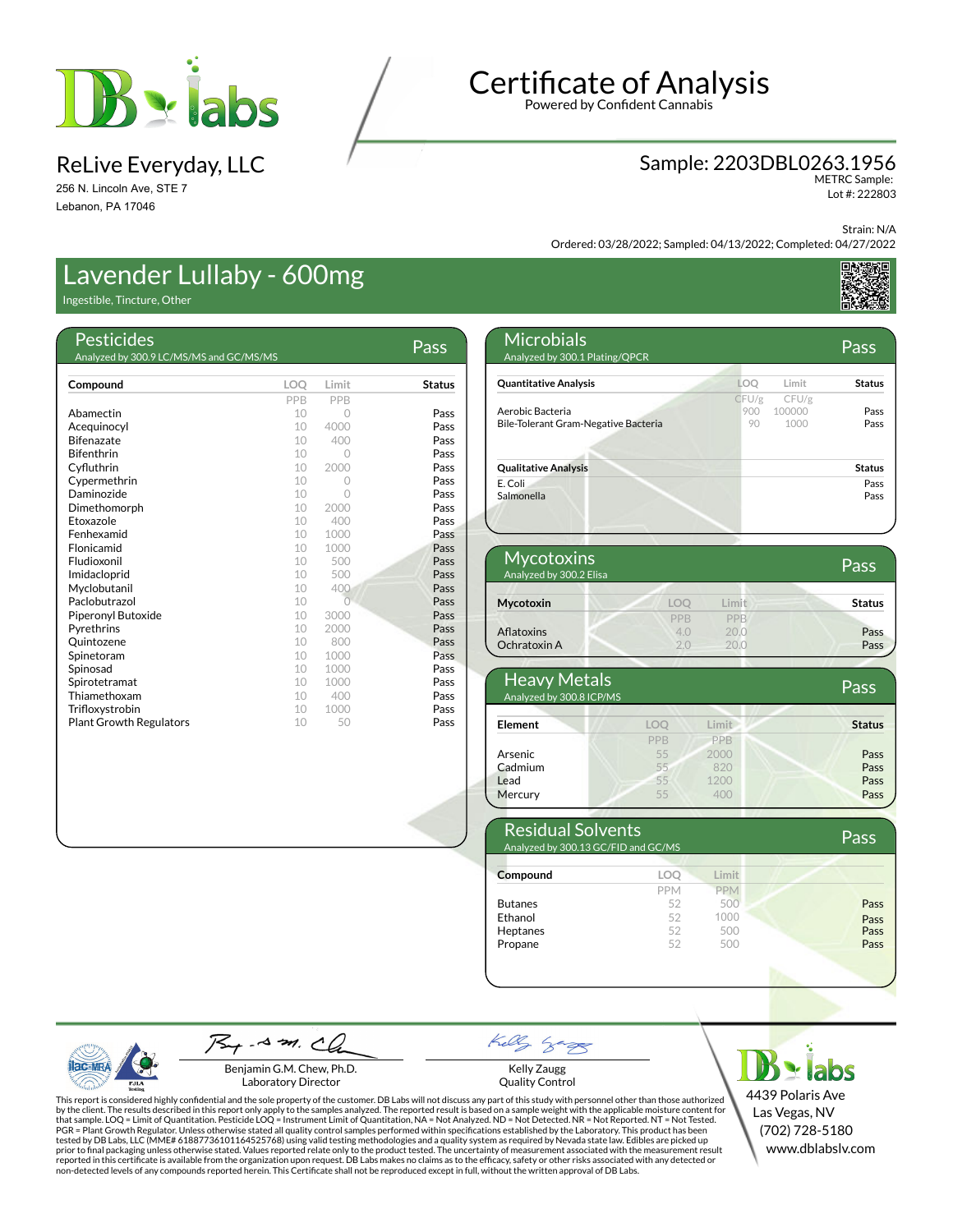# Certificate of Analysis

Powered by Confident Cannabis

## ReLive Everyday, LLC

256 N. Lincoln Ave, STE 7
Lebanon, PA 17046

## Sample: 2203DBL0263.1956

METRC Sample:
Lot #: 222803

Strain: N/A
Ordered: 03/28/2022; Sampled: 04/13/2022; Completed: 04/27/2022

# Lavender Lullaby - 600mg

Ingestible, Tincture, Other

## Pesticides — Pass

Analyzed by 300.9 LC/MS/MS and GC/MS/MS

| Compound | LOQ | Limit | Status |
|---|---|---|---|
| | PPB | PPB | |
| Abamectin | 10 | 0 | Pass |
| Acequinocyl | 10 | 4000 | Pass |
| Bifenazate | 10 | 400 | Pass |
| Bifenthrin | 10 | 0 | Pass |
| Cyfluthrin | 10 | 2000 | Pass |
| Cypermethrin | 10 | 0 | Pass |
| Daminozide | 10 | 0 | Pass |
| Dimethomorph | 10 | 2000 | Pass |
| Etoxazole | 10 | 400 | Pass |
| Fenhexamid | 10 | 1000 | Pass |
| Flonicamid | 10 | 1000 | Pass |
| Fludioxonil | 10 | 500 | Pass |
| Imidacloprid | 10 | 500 | Pass |
| Myclobutanil | 10 | 400 | Pass |
| Paclobutrazol | 10 | 0 | Pass |
| Piperonyl Butoxide | 10 | 3000 | Pass |
| Pyrethrins | 10 | 2000 | Pass |
| Quintozene | 10 | 800 | Pass |
| Spinetoram | 10 | 1000 | Pass |
| Spinosad | 10 | 1000 | Pass |
| Spirotetramat | 10 | 1000 | Pass |
| Thiamethoxam | 10 | 400 | Pass |
| Trifloxystrobin | 10 | 1000 | Pass |
| Plant Growth Regulators | 10 | 50 | Pass |

## Microbials — Pass

Analyzed by 300.1 Plating/QPCR

| Quantitative Analysis | LOQ | Limit | Status |
|---|---|---|---|
| | CFU/g | CFU/g | |
| Aerobic Bacteria | 900 | 100000 | Pass |
| Bile-Tolerant Gram-Negative Bacteria | 90 | 1000 | Pass |

| Qualitative Analysis | Status |
|---|---|
| E. Coli | Pass |
| Salmonella | Pass |

## Mycotoxins — Pass

Analyzed by 300.2 Elisa

| Mycotoxin | LOQ | Limit | Status |
|---|---|---|---|
| | PPB | PPB | |
| Aflatoxins | 4.0 | 20.0 | Pass |
| Ochratoxin A | 2.0 | 20.0 | Pass |

## Heavy Metals — Pass

Analyzed by 300.8 ICP/MS

| Element | LOQ | Limit | Status |
|---|---|---|---|
| | PPB | PPB | |
| Arsenic | 55 | 2000 | Pass |
| Cadmium | 55 | 820 | Pass |
| Lead | 55 | 1200 | Pass |
| Mercury | 55 | 400 | Pass |

## Residual Solvents — Pass

Analyzed by 300.13 GC/FID and GC/MS

| Compound | LOQ | Limit | Status |
|---|---|---|---|
| | PPM | PPM | |
| Butanes | 52 | 500 | Pass |
| Ethanol | 52 | 1000 | Pass |
| Heptanes | 52 | 500 | Pass |
| Propane | 52 | 500 | Pass |

Benjamin G.M. Chew, Ph.D.
Laboratory Director

Kelly Zaugg
Quality Control

This report is considered highly confidential and the sole property of the customer. DB Labs will not discuss any part of this study with personnel other than those authorized by the client. The results described in this report only apply to the samples analyzed. The reported result is based on a sample weight with the applicable moisture content for that sample. LOQ = Limit of Quantitation. Pesticide LOQ = Instrument Limit of Quantitation, NA = Not Analyzed. ND = Not Detected. NR = Not Reported. NT = Not Tested. PGR = Plant Growth Regulator. Unless otherwise stated all quality control samples performed within specifications established by the Laboratory. This product has been tested by DB Labs, LLC (MME# 61887736101164525768) using valid testing methodologies and a quality system as required by Nevada state law. Edibles are picked up prior to final packaging unless otherwise stated. Values reported relate only to the product tested. The uncertainty of measurement associated with the measurement result reported in this certificate is available from the organization upon request. DB Labs makes no claims as to the efficacy, safety or other risks associated with any detected or non-detected levels of any compounds reported herein. This Certificate shall not be reproduced except in full, without the written approval of DB Labs.

4439 Polaris Ave
Las Vegas, NV
(702) 728-5180
www.dblabslv.com